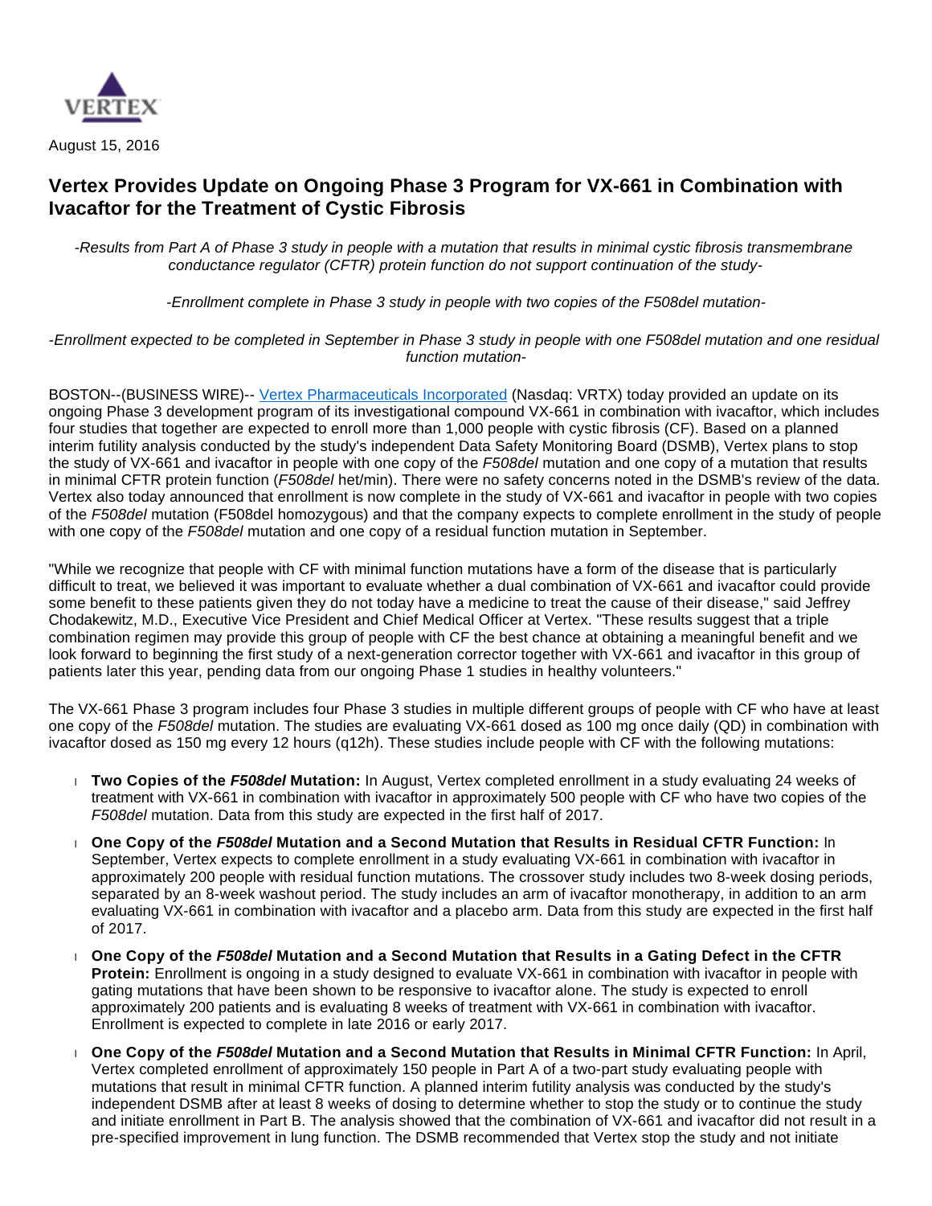August 15, 2016

# Vertex Provides Update on Ongoing Phase 3 Program for VX-661 in Combination with Ivacaftor for the Treatment of Cystic Fibrosis

*-Results from Part A of Phase 3 study in people with a mutation that results in minimal cystic fibrosis transmembrane conductance regulator (CFTR) protein function do not support continuation of the study-*

*-Enrollment complete in Phase 3 study in people with two copies of the F508del mutation-*

*-Enrollment expected to be completed in September in Phase 3 study in people with one F508del mutation and one residual function mutation-*

BOSTON--(BUSINESS WIRE)-- Vertex Pharmaceuticals Incorporated (Nasdaq: VRTX) today provided an update on its ongoing Phase 3 development program of its investigational compound VX-661 in combination with ivacaftor, which includes four studies that together are expected to enroll more than 1,000 people with cystic fibrosis (CF). Based on a planned interim futility analysis conducted by the study's independent Data Safety Monitoring Board (DSMB), Vertex plans to stop the study of VX-661 and ivacaftor in people with one copy of the *F508del* mutation and one copy of a mutation that results in minimal CFTR protein function (*F508del* het/min). There were no safety concerns noted in the DSMB's review of the data. Vertex also today announced that enrollment is now complete in the study of VX-661 and ivacaftor in people with two copies of the *F508del* mutation (F508del homozygous) and that the company expects to complete enrollment in the study of people with one copy of the *F508del* mutation and one copy of a residual function mutation in September.

"While we recognize that people with CF with minimal function mutations have a form of the disease that is particularly difficult to treat, we believed it was important to evaluate whether a dual combination of VX-661 and ivacaftor could provide some benefit to these patients given they do not today have a medicine to treat the cause of their disease," said Jeffrey Chodakewitz, M.D., Executive Vice President and Chief Medical Officer at Vertex. "These results suggest that a triple combination regimen may provide this group of people with CF the best chance at obtaining a meaningful benefit and we look forward to beginning the first study of a next-generation corrector together with VX-661 and ivacaftor in this group of patients later this year, pending data from our ongoing Phase 1 studies in healthy volunteers."

The VX-661 Phase 3 program includes four Phase 3 studies in multiple different groups of people with CF who have at least one copy of the *F508del* mutation. The studies are evaluating VX-661 dosed as 100 mg once daily (QD) in combination with ivacaftor dosed as 150 mg every 12 hours (q12h). These studies include people with CF with the following mutations:

- **Two Copies of the *F508del* Mutation:** In August, Vertex completed enrollment in a study evaluating 24 weeks of treatment with VX-661 in combination with ivacaftor in approximately 500 people with CF who have two copies of the *F508del* mutation. Data from this study are expected in the first half of 2017.
- **One Copy of the *F508del* Mutation and a Second Mutation that Results in Residual CFTR Function:** In September, Vertex expects to complete enrollment in a study evaluating VX-661 in combination with ivacaftor in approximately 200 people with residual function mutations. The crossover study includes two 8-week dosing periods, separated by an 8-week washout period. The study includes an arm of ivacaftor monotherapy, in addition to an arm evaluating VX-661 in combination with ivacaftor and a placebo arm. Data from this study are expected in the first half of 2017.
- **One Copy of the *F508del* Mutation and a Second Mutation that Results in a Gating Defect in the CFTR Protein:** Enrollment is ongoing in a study designed to evaluate VX-661 in combination with ivacaftor in people with gating mutations that have been shown to be responsive to ivacaftor alone. The study is expected to enroll approximately 200 patients and is evaluating 8 weeks of treatment with VX-661 in combination with ivacaftor. Enrollment is expected to complete in late 2016 or early 2017.
- **One Copy of the *F508del* Mutation and a Second Mutation that Results in Minimal CFTR Function:** In April, Vertex completed enrollment of approximately 150 people in Part A of a two-part study evaluating people with mutations that result in minimal CFTR function. A planned interim futility analysis was conducted by the study's independent DSMB after at least 8 weeks of dosing to determine whether to stop the study or to continue the study and initiate enrollment in Part B. The analysis showed that the combination of VX-661 and ivacaftor did not result in a pre-specified improvement in lung function. The DSMB recommended that Vertex stop the study and not initiate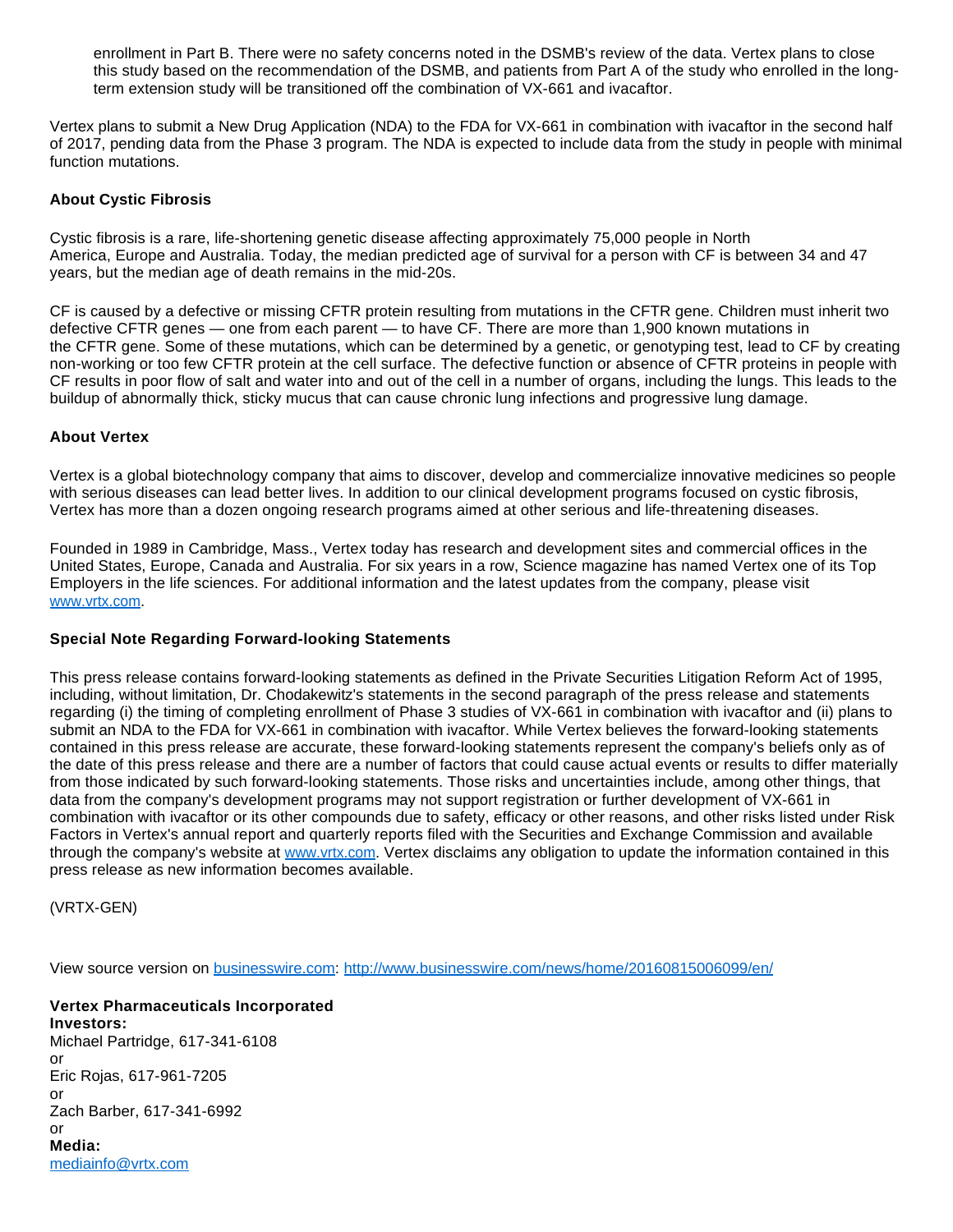enrollment in Part B. There were no safety concerns noted in the DSMB's review of the data. Vertex plans to close this study based on the recommendation of the DSMB, and patients from Part A of the study who enrolled in the long-term extension study will be transitioned off the combination of VX-661 and ivacaftor.

Vertex plans to submit a New Drug Application (NDA) to the FDA for VX-661 in combination with ivacaftor in the second half of 2017, pending data from the Phase 3 program. The NDA is expected to include data from the study in people with minimal function mutations.

**About Cystic Fibrosis**

Cystic fibrosis is a rare, life-shortening genetic disease affecting approximately 75,000 people in North America, Europe and Australia. Today, the median predicted age of survival for a person with CF is between 34 and 47 years, but the median age of death remains in the mid-20s.

CF is caused by a defective or missing CFTR protein resulting from mutations in the CFTR gene. Children must inherit two defective CFTR genes — one from each parent — to have CF. There are more than 1,900 known mutations in the CFTR gene. Some of these mutations, which can be determined by a genetic, or genotyping test, lead to CF by creating non-working or too few CFTR protein at the cell surface. The defective function or absence of CFTR proteins in people with CF results in poor flow of salt and water into and out of the cell in a number of organs, including the lungs. This leads to the buildup of abnormally thick, sticky mucus that can cause chronic lung infections and progressive lung damage.

**About Vertex**

Vertex is a global biotechnology company that aims to discover, develop and commercialize innovative medicines so people with serious diseases can lead better lives. In addition to our clinical development programs focused on cystic fibrosis, Vertex has more than a dozen ongoing research programs aimed at other serious and life-threatening diseases.

Founded in 1989 in Cambridge, Mass., Vertex today has research and development sites and commercial offices in the United States, Europe, Canada and Australia. For six years in a row, Science magazine has named Vertex one of its Top Employers in the life sciences. For additional information and the latest updates from the company, please visit [www.vrtx.com](http://www.vrtx.com).

**Special Note Regarding Forward-looking Statements**

This press release contains forward-looking statements as defined in the Private Securities Litigation Reform Act of 1995, including, without limitation, Dr. Chodakewitz's statements in the second paragraph of the press release and statements regarding (i) the timing of completing enrollment of Phase 3 studies of VX-661 in combination with ivacaftor and (ii) plans to submit an NDA to the FDA for VX-661 in combination with ivacaftor. While Vertex believes the forward-looking statements contained in this press release are accurate, these forward-looking statements represent the company's beliefs only as of the date of this press release and there are a number of factors that could cause actual events or results to differ materially from those indicated by such forward-looking statements. Those risks and uncertainties include, among other things, that data from the company's development programs may not support registration or further development of VX-661 in combination with ivacaftor or its other compounds due to safety, efficacy or other reasons, and other risks listed under Risk Factors in Vertex's annual report and quarterly reports filed with the Securities and Exchange Commission and available through the company's website at [www.vrtx.com](http://www.vrtx.com). Vertex disclaims any obligation to update the information contained in this press release as new information becomes available.

(VRTX-GEN)

View source version on [businesswire.com](http://businesswire.com): [http://www.businesswire.com/news/home/20160815006099/en/](http://www.businesswire.com/news/home/20160815006099/en/)

**Vertex Pharmaceuticals Incorporated**
**Investors:**
Michael Partridge, 617-341-6108
or
Eric Rojas, 617-961-7205
or
Zach Barber, 617-341-6992
or
**Media:**
[mediainfo@vrtx.com](mailto:mediainfo@vrtx.com)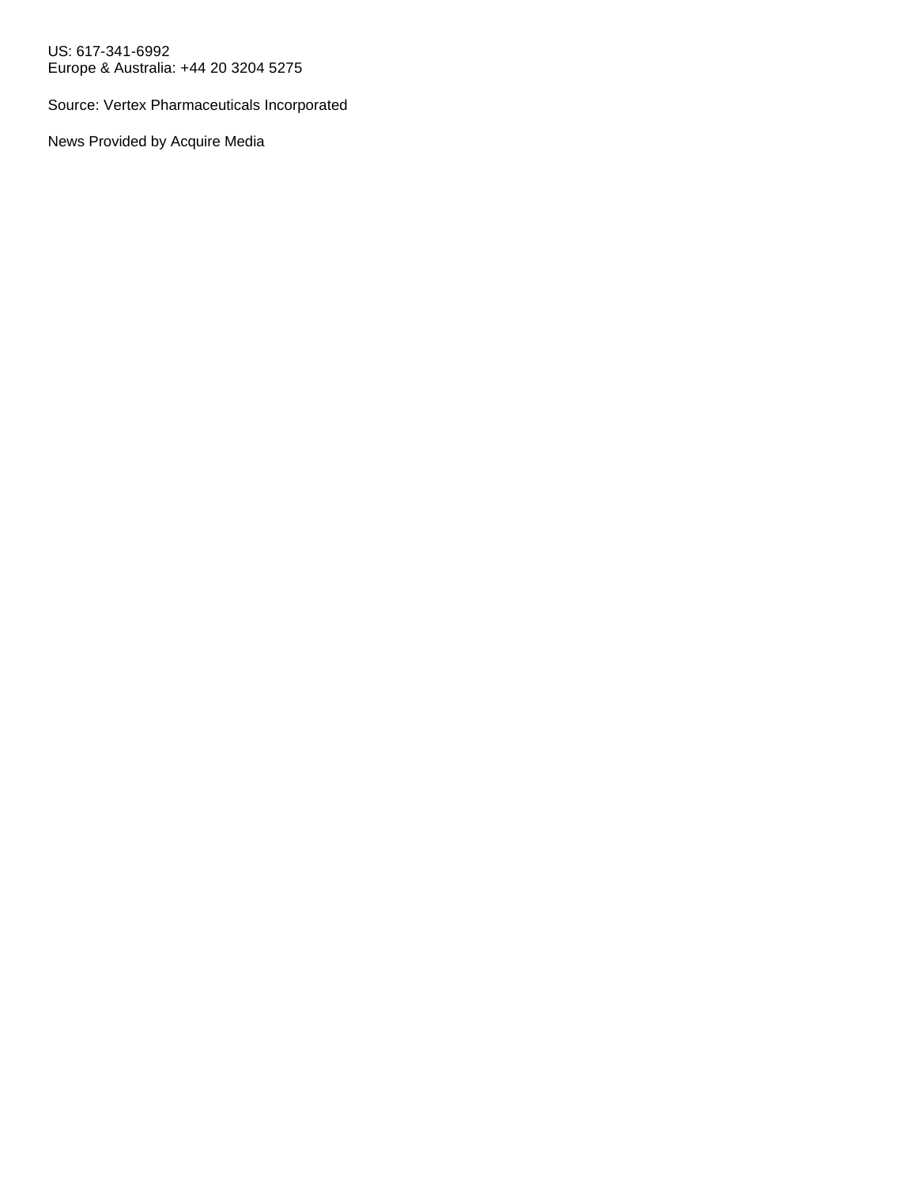US: 617-341-6992
Europe & Australia: +44 20 3204 5275

Source: Vertex Pharmaceuticals Incorporated

News Provided by Acquire Media